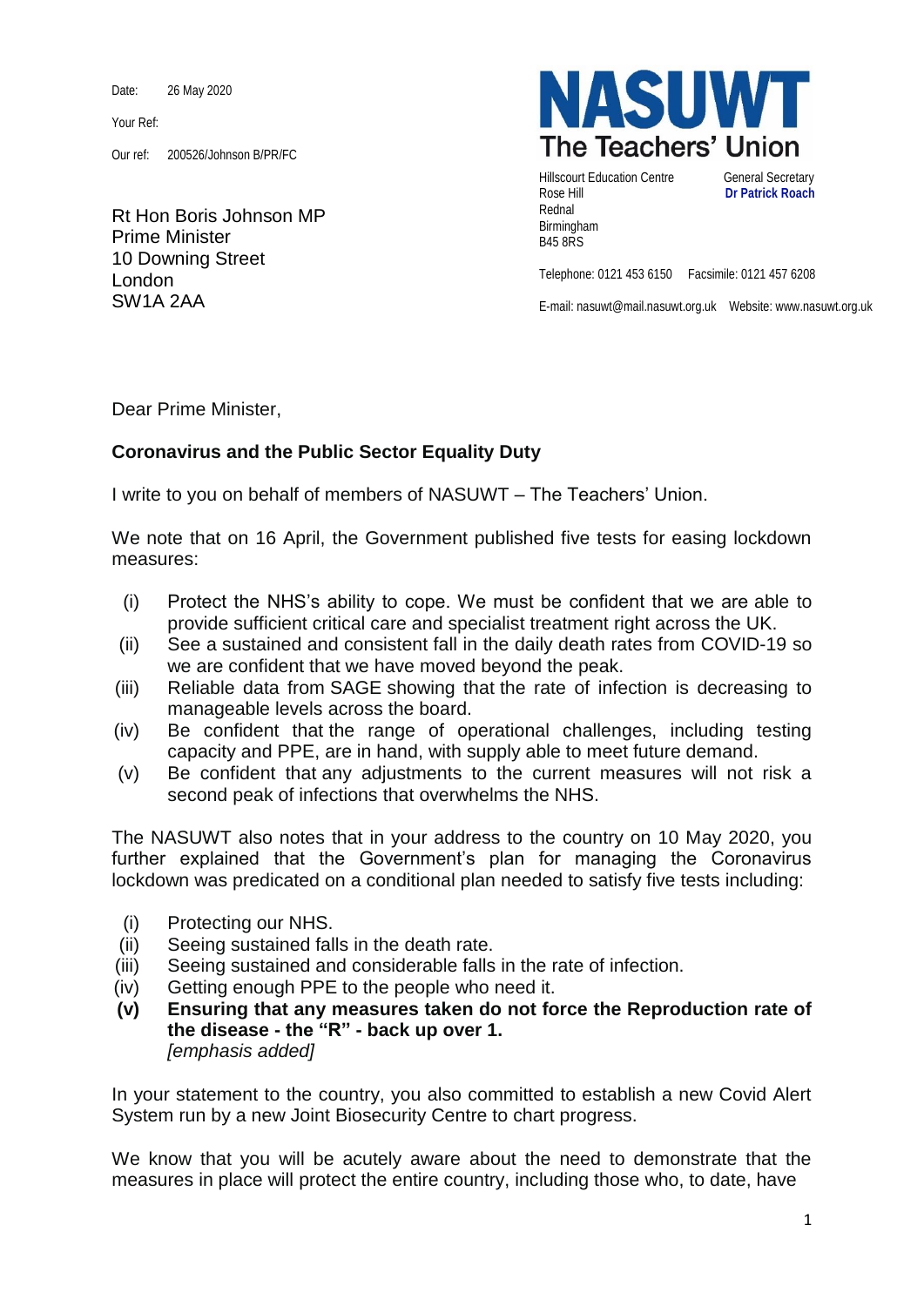Date: 26 May 2020

Your Ref:

Our ref: 200526/Johnson B/PR/FC

Rt Hon Boris Johnson MP
Prime Minister
10 Downing Street
London
SW1A 2AA

**NASUWT**
**The Teachers' Union**

Hillscourt Education Centre
Rose Hill
Rednal
Birmingham
B45 8RS

General Secretary
**Dr Patrick Roach**

Telephone: 0121 453 6150 Facsimile: 0121 457 6208

E-mail: nasuwt@mail.nasuwt.org.uk Website: www.nasuwt.org.uk

Dear Prime Minister,

**Coronavirus and the Public Sector Equality Duty**

I write to you on behalf of members of NASUWT – The Teachers' Union.

We note that on 16 April, the Government published five tests for easing lockdown measures:

(i) Protect the NHS's ability to cope. We must be confident that we are able to provide sufficient critical care and specialist treatment right across the UK.
(ii) See a sustained and consistent fall in the daily death rates from COVID-19 so we are confident that we have moved beyond the peak.
(iii) Reliable data from SAGE showing that the rate of infection is decreasing to manageable levels across the board.
(iv) Be confident that the range of operational challenges, including testing capacity and PPE, are in hand, with supply able to meet future demand.
(v) Be confident that any adjustments to the current measures will not risk a second peak of infections that overwhelms the NHS.

The NASUWT also notes that in your address to the country on 10 May 2020, you further explained that the Government's plan for managing the Coronavirus lockdown was predicated on a conditional plan needed to satisfy five tests including:

(i) Protecting our NHS.
(ii) Seeing sustained falls in the death rate.
(iii) Seeing sustained and considerable falls in the rate of infection.
(iv) Getting enough PPE to the people who need it.
**(v) Ensuring that any measures taken do not force the Reproduction rate of the disease - the "R" - back up over 1.**
*[emphasis added]*

In your statement to the country, you also committed to establish a new Covid Alert System run by a new Joint Biosecurity Centre to chart progress.

We know that you will be acutely aware about the need to demonstrate that the measures in place will protect the entire country, including those who, to date, have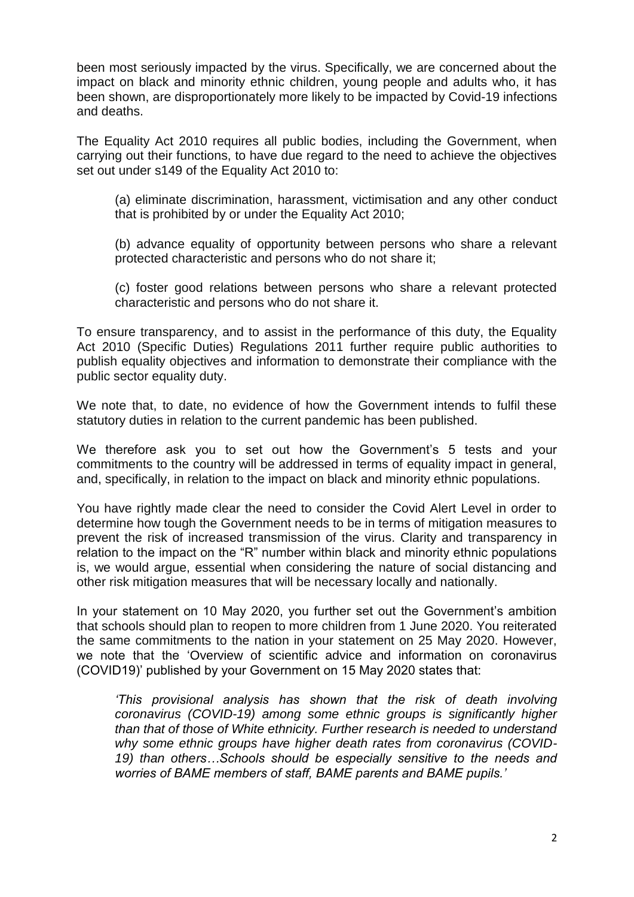been most seriously impacted by the virus. Specifically, we are concerned about the impact on black and minority ethnic children, young people and adults who, it has been shown, are disproportionately more likely to be impacted by Covid-19 infections and deaths.

The Equality Act 2010 requires all public bodies, including the Government, when carrying out their functions, to have due regard to the need to achieve the objectives set out under s149 of the Equality Act 2010 to:

> (a) eliminate discrimination, harassment, victimisation and any other conduct that is prohibited by or under the Equality Act 2010;
>
> (b) advance equality of opportunity between persons who share a relevant protected characteristic and persons who do not share it;
>
> (c) foster good relations between persons who share a relevant protected characteristic and persons who do not share it.

To ensure transparency, and to assist in the performance of this duty, the Equality Act 2010 (Specific Duties) Regulations 2011 further require public authorities to publish equality objectives and information to demonstrate their compliance with the public sector equality duty.

We note that, to date, no evidence of how the Government intends to fulfil these statutory duties in relation to the current pandemic has been published.

We therefore ask you to set out how the Government's 5 tests and your commitments to the country will be addressed in terms of equality impact in general, and, specifically, in relation to the impact on black and minority ethnic populations.

You have rightly made clear the need to consider the Covid Alert Level in order to determine how tough the Government needs to be in terms of mitigation measures to prevent the risk of increased transmission of the virus. Clarity and transparency in relation to the impact on the "R" number within black and minority ethnic populations is, we would argue, essential when considering the nature of social distancing and other risk mitigation measures that will be necessary locally and nationally.

In your statement on 10 May 2020, you further set out the Government's ambition that schools should plan to reopen to more children from 1 June 2020. You reiterated the same commitments to the nation in your statement on 25 May 2020. However, we note that the 'Overview of scientific advice and information on coronavirus (COVID19)' published by your Government on 15 May 2020 states that:

> *'This provisional analysis has shown that the risk of death involving coronavirus (COVID-19) among some ethnic groups is significantly higher than that of those of White ethnicity. Further research is needed to understand why some ethnic groups have higher death rates from coronavirus (COVID-19) than others…Schools should be especially sensitive to the needs and worries of BAME members of staff, BAME parents and BAME pupils.'*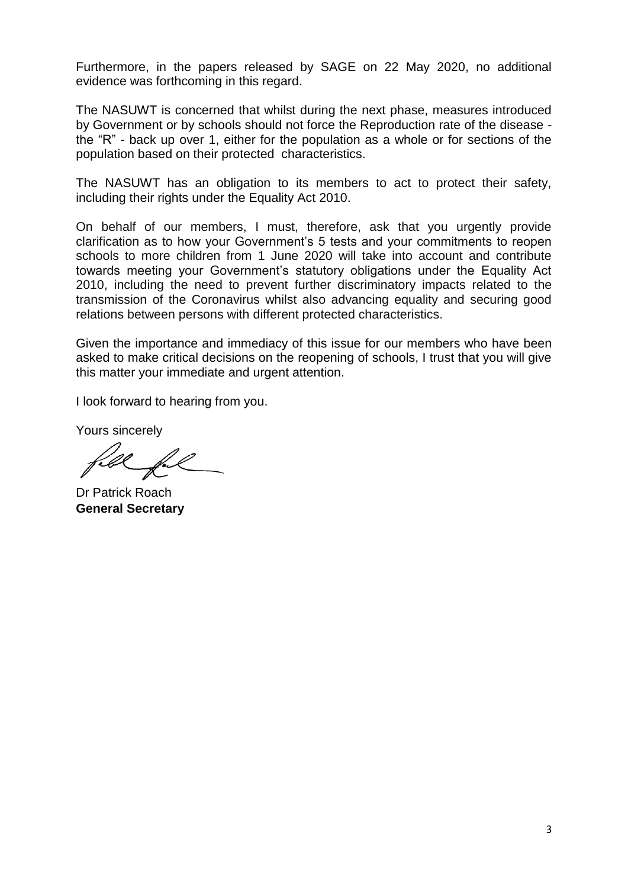Furthermore, in the papers released by SAGE on 22 May 2020, no additional evidence was forthcoming in this regard.

The NASUWT is concerned that whilst during the next phase, measures introduced by Government or by schools should not force the Reproduction rate of the disease - the "R" - back up over 1, either for the population as a whole or for sections of the population based on their protected characteristics.

The NASUWT has an obligation to its members to act to protect their safety, including their rights under the Equality Act 2010.

On behalf of our members, I must, therefore, ask that you urgently provide clarification as to how your Government's 5 tests and your commitments to reopen schools to more children from 1 June 2020 will take into account and contribute towards meeting your Government's statutory obligations under the Equality Act 2010, including the need to prevent further discriminatory impacts related to the transmission of the Coronavirus whilst also advancing equality and securing good relations between persons with different protected characteristics.

Given the importance and immediacy of this issue for our members who have been asked to make critical decisions on the reopening of schools, I trust that you will give this matter your immediate and urgent attention.

I look forward to hearing from you.

Yours sincerely

Dr Patrick Roach
**General Secretary**